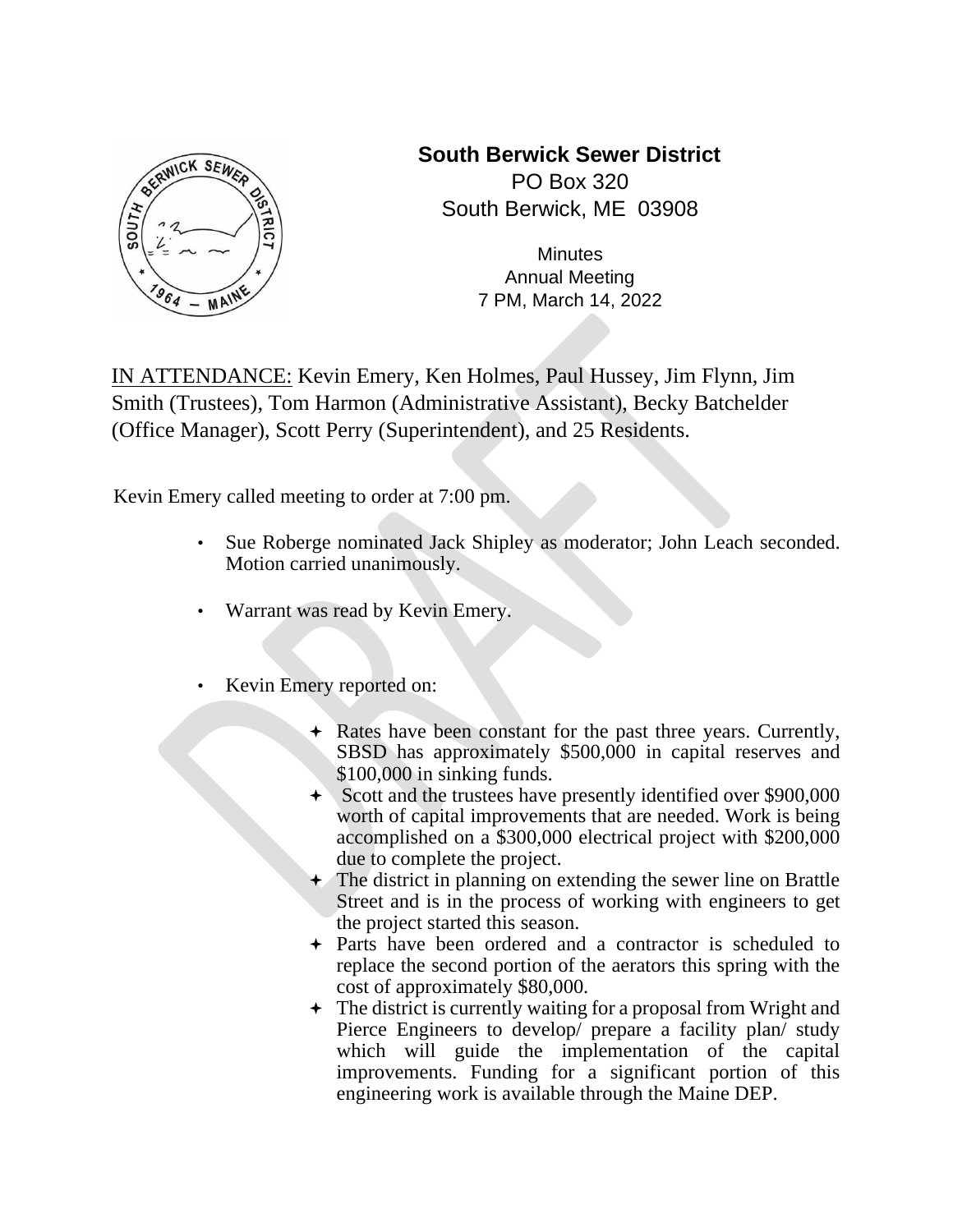# South Berwick Sewer District

PO Box 320
South Berwick, ME 03908

Minutes
Annual Meeting
7 PM, March 14, 2022

IN ATTENDANCE: Kevin Emery, Ken Holmes, Paul Hussey, Jim Flynn, Jim Smith (Trustees), Tom Harmon (Administrative Assistant), Becky Batchelder (Office Manager), Scott Perry (Superintendent), and 25 Residents.

Kevin Emery called meeting to order at 7:00 pm.

- Sue Roberge nominated Jack Shipley as moderator; John Leach seconded. Motion carried unanimously.
- Warrant was read by Kevin Emery.
- Kevin Emery reported on:
  - Rates have been constant for the past three years. Currently, SBSD has approximately \$500,000 in capital reserves and \$100,000 in sinking funds.
  - Scott and the trustees have presently identified over \$900,000 worth of capital improvements that are needed. Work is being accomplished on a \$300,000 electrical project with \$200,000 due to complete the project.
  - The district in planning on extending the sewer line on Brattle Street and is in the process of working with engineers to get the project started this season.
  - Parts have been ordered and a contractor is scheduled to replace the second portion of the aerators this spring with the cost of approximately \$80,000.
  - The district is currently waiting for a proposal from Wright and Pierce Engineers to develop/ prepare a facility plan/ study which will guide the implementation of the capital improvements. Funding for a significant portion of this engineering work is available through the Maine DEP.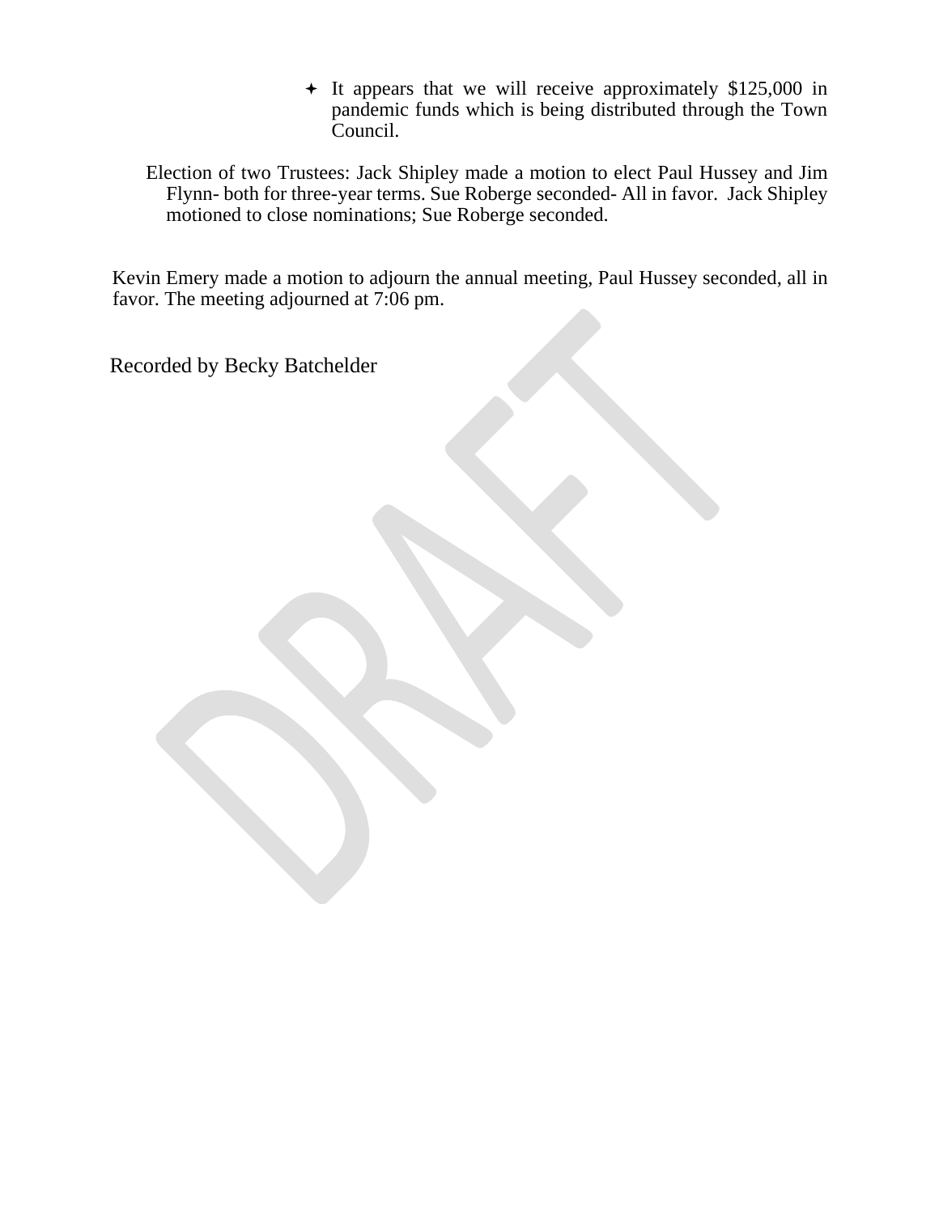- It appears that we will receive approximately $125,000 in pandemic funds which is being distributed through the Town Council.

Election of two Trustees: Jack Shipley made a motion to elect Paul Hussey and Jim Flynn- both for three-year terms. Sue Roberge seconded- All in favor. Jack Shipley motioned to close nominations; Sue Roberge seconded.

Kevin Emery made a motion to adjourn the annual meeting, Paul Hussey seconded, all in favor. The meeting adjourned at 7:06 pm.

Recorded by Becky Batchelder